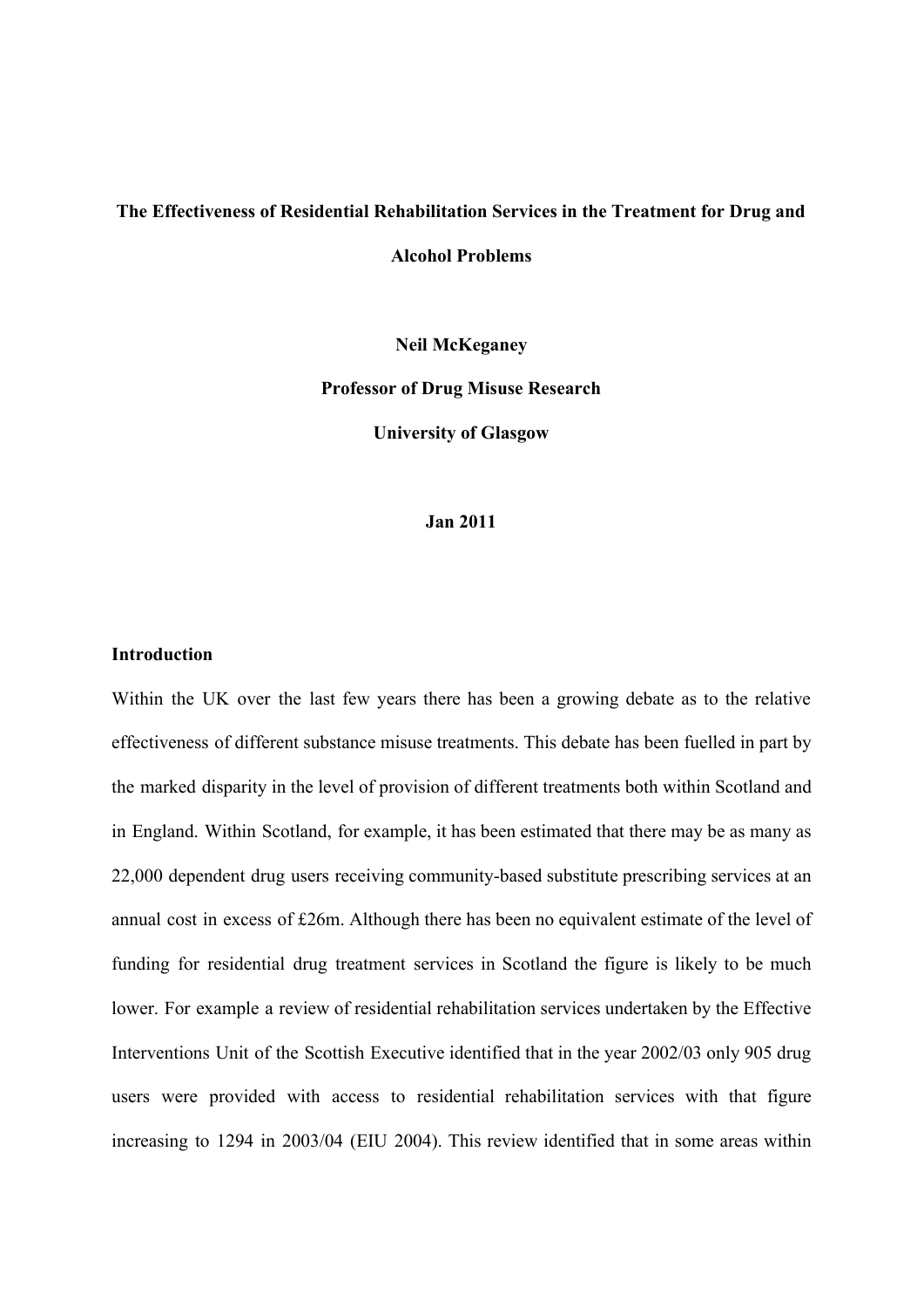# The Effectiveness of Residential Rehabilitation Services in the Treatment for Drug and Alcohol Problems

**Neil McKeganey**

**Professor of Drug Misuse Research**

**University of Glasgow**

**Jan 2011**

## Introduction

Within the UK over the last few years there has been a growing debate as to the relative effectiveness of different substance misuse treatments. This debate has been fuelled in part by the marked disparity in the level of provision of different treatments both within Scotland and in England. Within Scotland, for example, it has been estimated that there may be as many as 22,000 dependent drug users receiving community-based substitute prescribing services at an annual cost in excess of £26m. Although there has been no equivalent estimate of the level of funding for residential drug treatment services in Scotland the figure is likely to be much lower. For example a review of residential rehabilitation services undertaken by the Effective Interventions Unit of the Scottish Executive identified that in the year 2002/03 only 905 drug users were provided with access to residential rehabilitation services with that figure increasing to 1294 in 2003/04 (EIU 2004). This review identified that in some areas within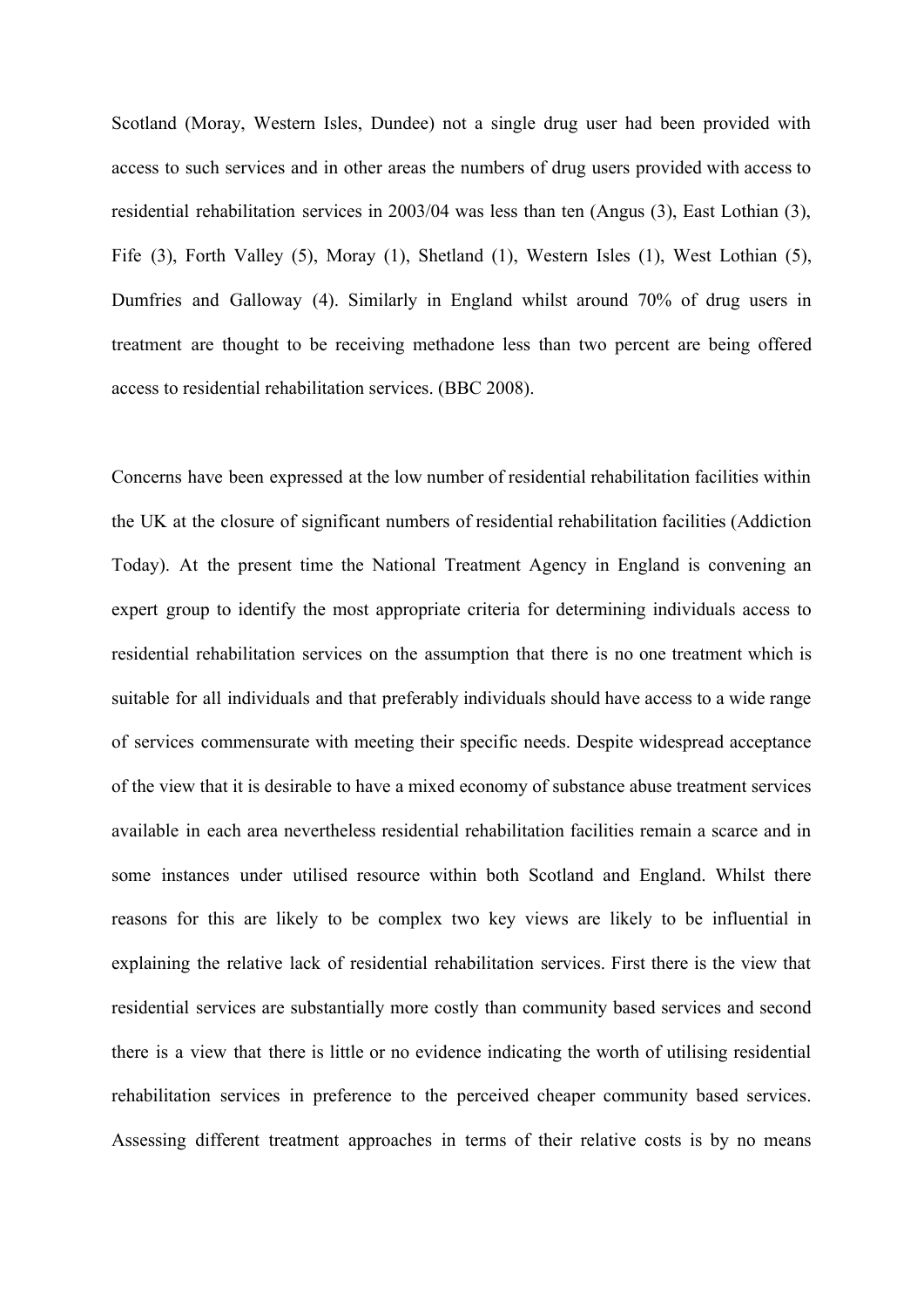Scotland (Moray, Western Isles, Dundee) not a single drug user had been provided with access to such services and in other areas the numbers of drug users provided with access to residential rehabilitation services in 2003/04 was less than ten (Angus (3), East Lothian (3), Fife (3), Forth Valley (5), Moray (1), Shetland (1), Western Isles (1), West Lothian (5), Dumfries and Galloway (4). Similarly in England whilst around 70% of drug users in treatment are thought to be receiving methadone less than two percent are being offered access to residential rehabilitation services. (BBC 2008).

Concerns have been expressed at the low number of residential rehabilitation facilities within the UK at the closure of significant numbers of residential rehabilitation facilities (Addiction Today). At the present time the National Treatment Agency in England is convening an expert group to identify the most appropriate criteria for determining individuals access to residential rehabilitation services on the assumption that there is no one treatment which is suitable for all individuals and that preferably individuals should have access to a wide range of services commensurate with meeting their specific needs. Despite widespread acceptance of the view that it is desirable to have a mixed economy of substance abuse treatment services available in each area nevertheless residential rehabilitation facilities remain a scarce and in some instances under utilised resource within both Scotland and England. Whilst there reasons for this are likely to be complex two key views are likely to be influential in explaining the relative lack of residential rehabilitation services. First there is the view that residential services are substantially more costly than community based services and second there is a view that there is little or no evidence indicating the worth of utilising residential rehabilitation services in preference to the perceived cheaper community based services. Assessing different treatment approaches in terms of their relative costs is by no means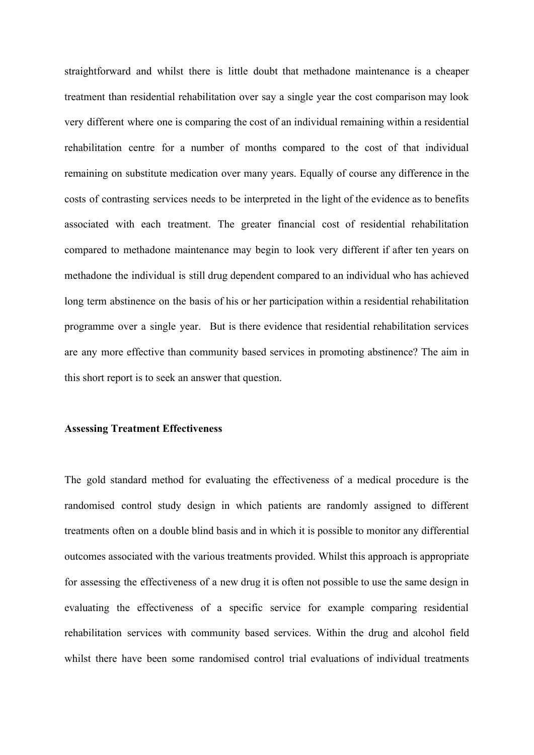straightforward and whilst there is little doubt that methadone maintenance is a cheaper treatment than residential rehabilitation over say a single year the cost comparison may look very different where one is comparing the cost of an individual remaining within a residential rehabilitation centre for a number of months compared to the cost of that individual remaining on substitute medication over many years. Equally of course any difference in the costs of contrasting services needs to be interpreted in the light of the evidence as to benefits associated with each treatment. The greater financial cost of residential rehabilitation compared to methadone maintenance may begin to look very different if after ten years on methadone the individual is still drug dependent compared to an individual who has achieved long term abstinence on the basis of his or her participation within a residential rehabilitation programme over a single year. But is there evidence that residential rehabilitation services are any more effective than community based services in promoting abstinence? The aim in this short report is to seek an answer that question.

**Assessing Treatment Effectiveness**

The gold standard method for evaluating the effectiveness of a medical procedure is the randomised control study design in which patients are randomly assigned to different treatments often on a double blind basis and in which it is possible to monitor any differential outcomes associated with the various treatments provided. Whilst this approach is appropriate for assessing the effectiveness of a new drug it is often not possible to use the same design in evaluating the effectiveness of a specific service for example comparing residential rehabilitation services with community based services. Within the drug and alcohol field whilst there have been some randomised control trial evaluations of individual treatments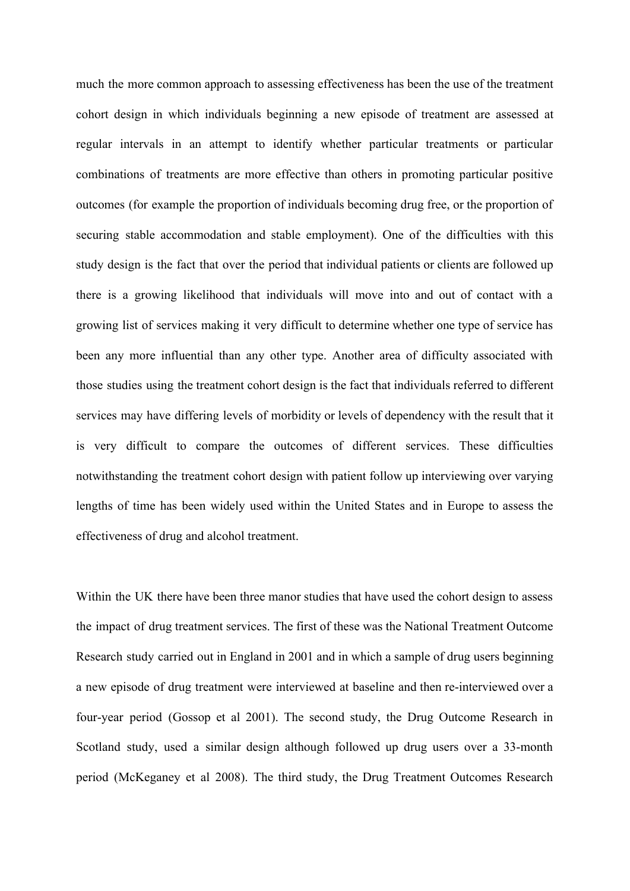much the more common approach to assessing effectiveness has been the use of the treatment cohort design in which individuals beginning a new episode of treatment are assessed at regular intervals in an attempt to identify whether particular treatments or particular combinations of treatments are more effective than others in promoting particular positive outcomes (for example the proportion of individuals becoming drug free, or the proportion of securing stable accommodation and stable employment). One of the difficulties with this study design is the fact that over the period that individual patients or clients are followed up there is a growing likelihood that individuals will move into and out of contact with a growing list of services making it very difficult to determine whether one type of service has been any more influential than any other type. Another area of difficulty associated with those studies using the treatment cohort design is the fact that individuals referred to different services may have differing levels of morbidity or levels of dependency with the result that it is very difficult to compare the outcomes of different services. These difficulties notwithstanding the treatment cohort design with patient follow up interviewing over varying lengths of time has been widely used within the United States and in Europe to assess the effectiveness of drug and alcohol treatment.

Within the UK there have been three manor studies that have used the cohort design to assess the impact of drug treatment services. The first of these was the National Treatment Outcome Research study carried out in England in 2001 and in which a sample of drug users beginning a new episode of drug treatment were interviewed at baseline and then re-interviewed over a four-year period (Gossop et al 2001). The second study, the Drug Outcome Research in Scotland study, used a similar design although followed up drug users over a 33-month period (McKeganey et al 2008). The third study, the Drug Treatment Outcomes Research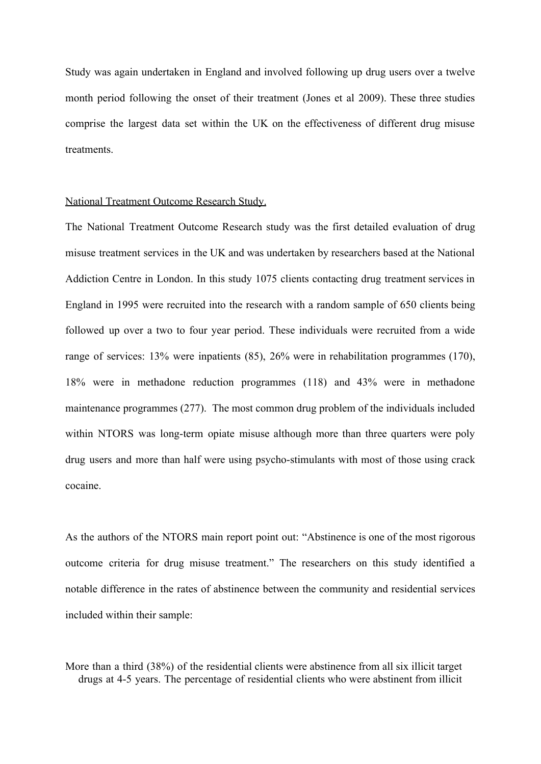Study was again undertaken in England and involved following up drug users over a twelve month period following the onset of their treatment (Jones et al 2009). These three studies comprise the largest data set within the UK on the effectiveness of different drug misuse treatments.

<u>National Treatment Outcome Research Study.</u>

The National Treatment Outcome Research study was the first detailed evaluation of drug misuse treatment services in the UK and was undertaken by researchers based at the National Addiction Centre in London. In this study 1075 clients contacting drug treatment services in England in 1995 were recruited into the research with a random sample of 650 clients being followed up over a two to four year period. These individuals were recruited from a wide range of services: 13% were inpatients (85), 26% were in rehabilitation programmes (170), 18% were in methadone reduction programmes (118) and 43% were in methadone maintenance programmes (277). The most common drug problem of the individuals included within NTORS was long-term opiate misuse although more than three quarters were poly drug users and more than half were using psycho-stimulants with most of those using crack cocaine.

As the authors of the NTORS main report point out: "Abstinence is one of the most rigorous outcome criteria for drug misuse treatment." The researchers on this study identified a notable difference in the rates of abstinence between the community and residential services included within their sample:

> More than a third (38%) of the residential clients were abstinence from all six illicit target drugs at 4-5 years. The percentage of residential clients who were abstinent from illicit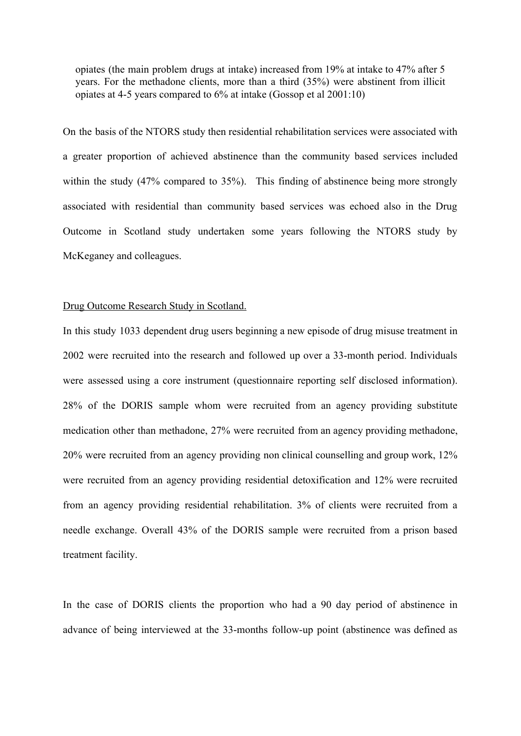> opiates (the main problem drugs at intake) increased from 19% at intake to 47% after 5 years. For the methadone clients, more than a third (35%) were abstinent from illicit opiates at 4-5 years compared to 6% at intake (Gossop et al 2001:10)

On the basis of the NTORS study then residential rehabilitation services were associated with a greater proportion of achieved abstinence than the community based services included within the study (47% compared to 35%). This finding of abstinence being more strongly associated with residential than community based services was echoed also in the Drug Outcome in Scotland study undertaken some years following the NTORS study by McKeganey and colleagues.

<u>Drug Outcome Research Study in Scotland.</u>

In this study 1033 dependent drug users beginning a new episode of drug misuse treatment in 2002 were recruited into the research and followed up over a 33-month period. Individuals were assessed using a core instrument (questionnaire reporting self disclosed information). 28% of the DORIS sample whom were recruited from an agency providing substitute medication other than methadone, 27% were recruited from an agency providing methadone, 20% were recruited from an agency providing non clinical counselling and group work, 12% were recruited from an agency providing residential detoxification and 12% were recruited from an agency providing residential rehabilitation. 3% of clients were recruited from a needle exchange. Overall 43% of the DORIS sample were recruited from a prison based treatment facility.

In the case of DORIS clients the proportion who had a 90 day period of abstinence in advance of being interviewed at the 33-months follow-up point (abstinence was defined as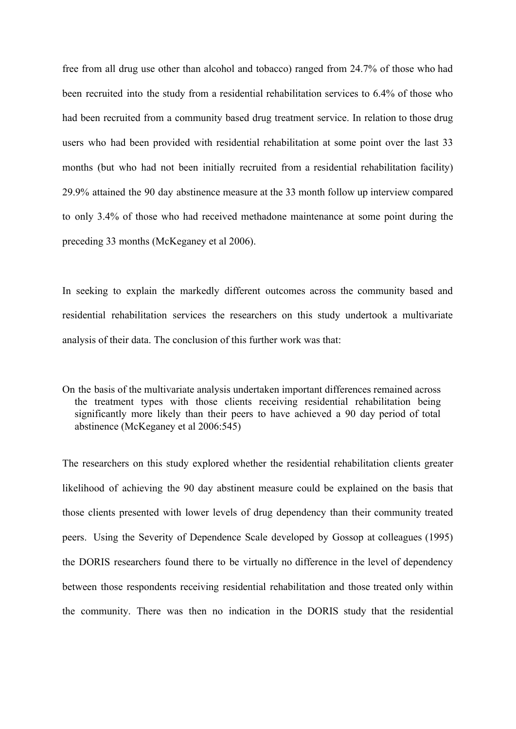free from all drug use other than alcohol and tobacco) ranged from 24.7% of those who had been recruited into the study from a residential rehabilitation services to 6.4% of those who had been recruited from a community based drug treatment service. In relation to those drug users who had been provided with residential rehabilitation at some point over the last 33 months (but who had not been initially recruited from a residential rehabilitation facility) 29.9% attained the 90 day abstinence measure at the 33 month follow up interview compared to only 3.4% of those who had received methadone maintenance at some point during the preceding 33 months (McKeganey et al 2006).

In seeking to explain the markedly different outcomes across the community based and residential rehabilitation services the researchers on this study undertook a multivariate analysis of their data. The conclusion of this further work was that:

> On the basis of the multivariate analysis undertaken important differences remained across the treatment types with those clients receiving residential rehabilitation being significantly more likely than their peers to have achieved a 90 day period of total abstinence (McKeganey et al 2006:545)

The researchers on this study explored whether the residential rehabilitation clients greater likelihood of achieving the 90 day abstinent measure could be explained on the basis that those clients presented with lower levels of drug dependency than their community treated peers. Using the Severity of Dependence Scale developed by Gossop at colleagues (1995) the DORIS researchers found there to be virtually no difference in the level of dependency between those respondents receiving residential rehabilitation and those treated only within the community. There was then no indication in the DORIS study that the residential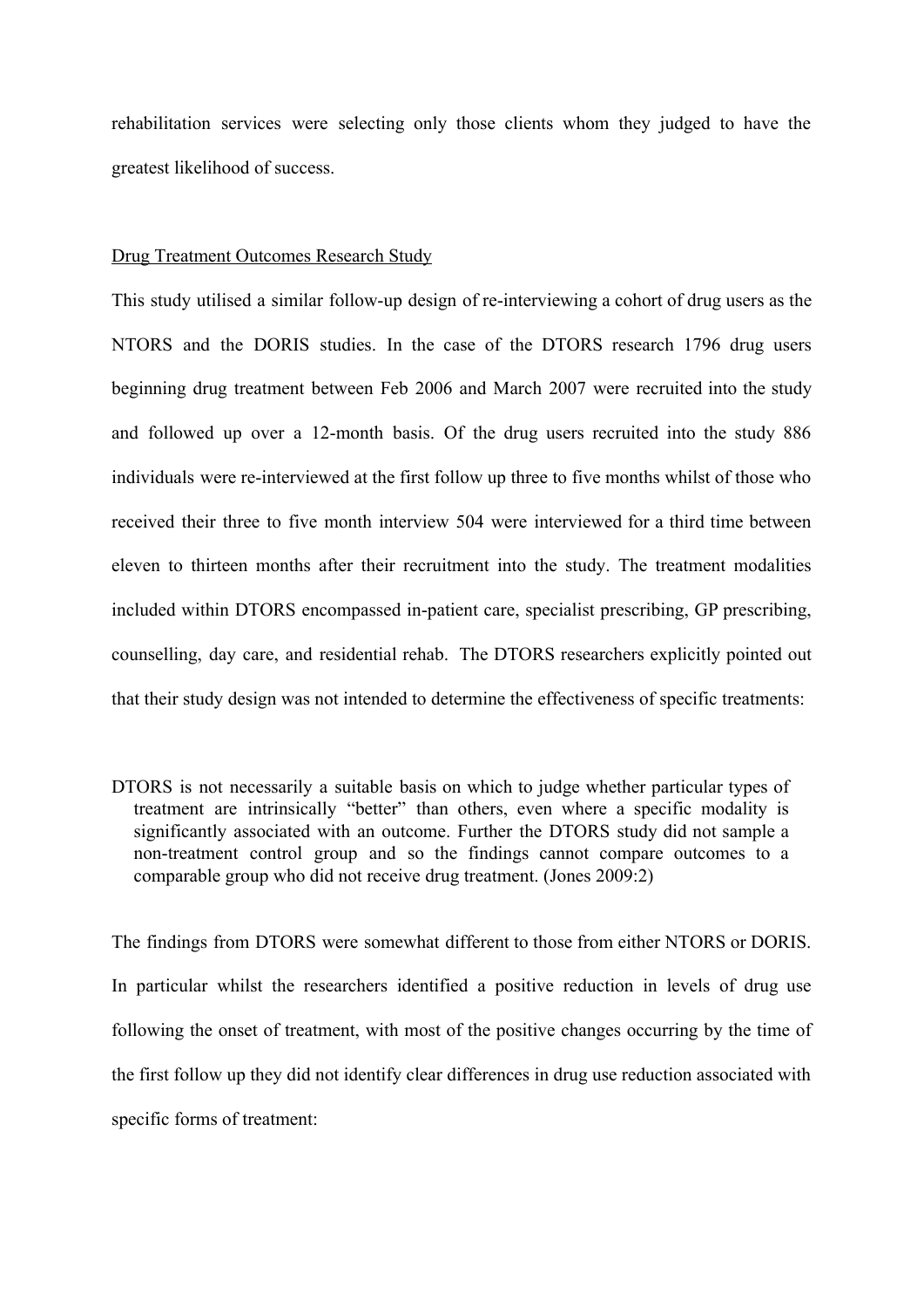rehabilitation services were selecting only those clients whom they judged to have the greatest likelihood of success.

<u>Drug Treatment Outcomes Research Study</u>

This study utilised a similar follow-up design of re-interviewing a cohort of drug users as the NTORS and the DORIS studies. In the case of the DTORS research 1796 drug users beginning drug treatment between Feb 2006 and March 2007 were recruited into the study and followed up over a 12-month basis. Of the drug users recruited into the study 886 individuals were re-interviewed at the first follow up three to five months whilst of those who received their three to five month interview 504 were interviewed for a third time between eleven to thirteen months after their recruitment into the study. The treatment modalities included within DTORS encompassed in-patient care, specialist prescribing, GP prescribing, counselling, day care, and residential rehab. The DTORS researchers explicitly pointed out that their study design was not intended to determine the effectiveness of specific treatments:

> DTORS is not necessarily a suitable basis on which to judge whether particular types of treatment are intrinsically "better" than others, even where a specific modality is significantly associated with an outcome. Further the DTORS study did not sample a non-treatment control group and so the findings cannot compare outcomes to a comparable group who did not receive drug treatment. (Jones 2009:2)

The findings from DTORS were somewhat different to those from either NTORS or DORIS. In particular whilst the researchers identified a positive reduction in levels of drug use following the onset of treatment, with most of the positive changes occurring by the time of the first follow up they did not identify clear differences in drug use reduction associated with specific forms of treatment: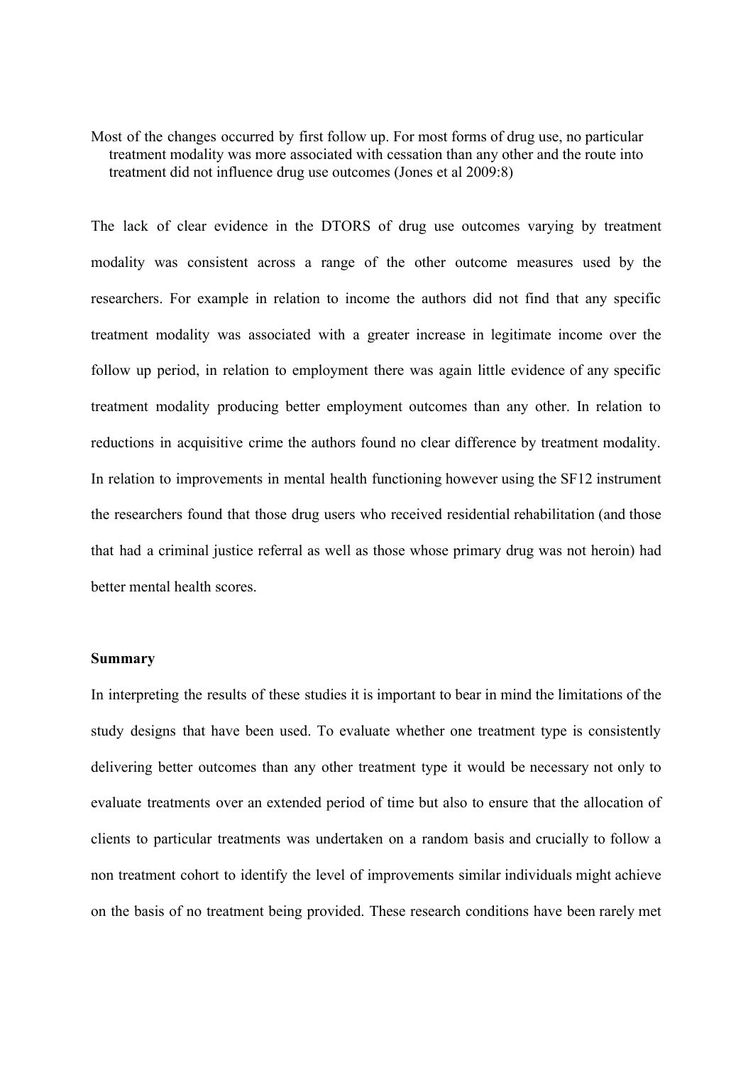> Most of the changes occurred by first follow up. For most forms of drug use, no particular treatment modality was more associated with cessation than any other and the route into treatment did not influence drug use outcomes (Jones et al 2009:8)

The lack of clear evidence in the DTORS of drug use outcomes varying by treatment modality was consistent across a range of the other outcome measures used by the researchers. For example in relation to income the authors did not find that any specific treatment modality was associated with a greater increase in legitimate income over the follow up period, in relation to employment there was again little evidence of any specific treatment modality producing better employment outcomes than any other. In relation to reductions in acquisitive crime the authors found no clear difference by treatment modality. In relation to improvements in mental health functioning however using the SF12 instrument the researchers found that those drug users who received residential rehabilitation (and those that had a criminal justice referral as well as those whose primary drug was not heroin) had better mental health scores.

**Summary**

In interpreting the results of these studies it is important to bear in mind the limitations of the study designs that have been used. To evaluate whether one treatment type is consistently delivering better outcomes than any other treatment type it would be necessary not only to evaluate treatments over an extended period of time but also to ensure that the allocation of clients to particular treatments was undertaken on a random basis and crucially to follow a non treatment cohort to identify the level of improvements similar individuals might achieve on the basis of no treatment being provided. These research conditions have been rarely met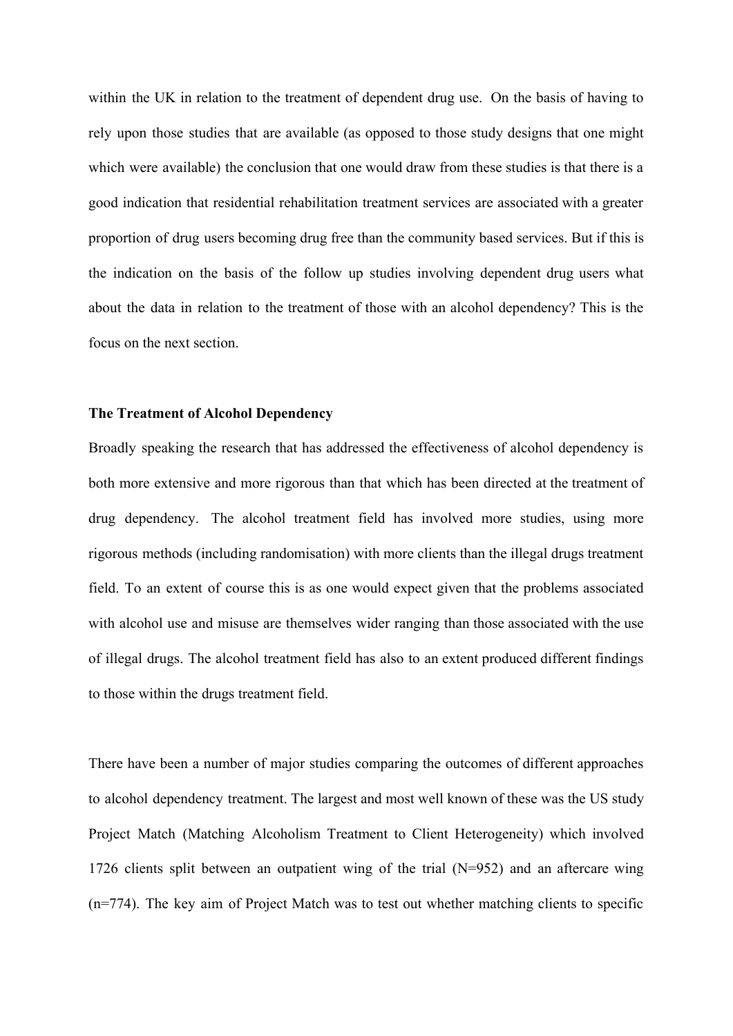within the UK in relation to the treatment of dependent drug use. On the basis of having to rely upon those studies that are available (as opposed to those study designs that one might which were available) the conclusion that one would draw from these studies is that there is a good indication that residential rehabilitation treatment services are associated with a greater proportion of drug users becoming drug free than the community based services. But if this is the indication on the basis of the follow up studies involving dependent drug users what about the data in relation to the treatment of those with an alcohol dependency? This is the focus on the next section.

**The Treatment of Alcohol Dependency**

Broadly speaking the research that has addressed the effectiveness of alcohol dependency is both more extensive and more rigorous than that which has been directed at the treatment of drug dependency. The alcohol treatment field has involved more studies, using more rigorous methods (including randomisation) with more clients than the illegal drugs treatment field. To an extent of course this is as one would expect given that the problems associated with alcohol use and misuse are themselves wider ranging than those associated with the use of illegal drugs. The alcohol treatment field has also to an extent produced different findings to those within the drugs treatment field.

There have been a number of major studies comparing the outcomes of different approaches to alcohol dependency treatment. The largest and most well known of these was the US study Project Match (Matching Alcoholism Treatment to Client Heterogeneity) which involved 1726 clients split between an outpatient wing of the trial (N=952) and an aftercare wing (n=774). The key aim of Project Match was to test out whether matching clients to specific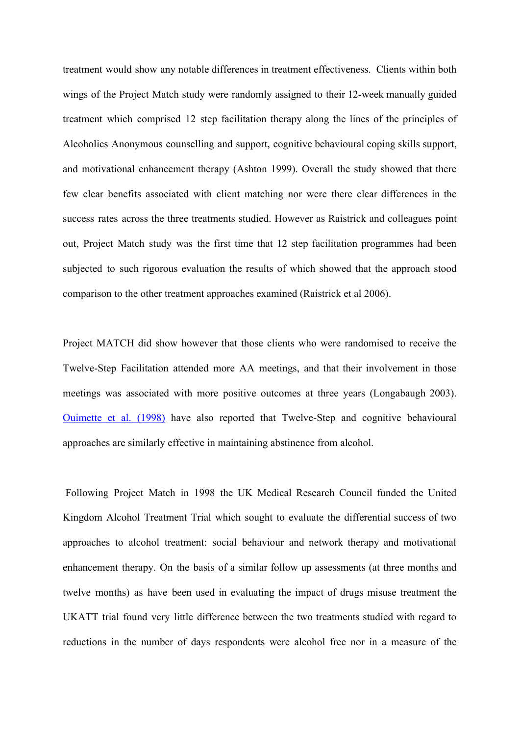treatment would show any notable differences in treatment effectiveness. Clients within both wings of the Project Match study were randomly assigned to their 12-week manually guided treatment which comprised 12 step facilitation therapy along the lines of the principles of Alcoholics Anonymous counselling and support, cognitive behavioural coping skills support, and motivational enhancement therapy (Ashton 1999). Overall the study showed that there few clear benefits associated with client matching nor were there clear differences in the success rates across the three treatments studied. However as Raistrick and colleagues point out, Project Match study was the first time that 12 step facilitation programmes had been subjected to such rigorous evaluation the results of which showed that the approach stood comparison to the other treatment approaches examined (Raistrick et al 2006).

Project MATCH did show however that those clients who were randomised to receive the Twelve-Step Facilitation attended more AA meetings, and that their involvement in those meetings was associated with more positive outcomes at three years (Longabaugh 2003). Ouimette et al. (1998) have also reported that Twelve-Step and cognitive behavioural approaches are similarly effective in maintaining abstinence from alcohol.

Following Project Match in 1998 the UK Medical Research Council funded the United Kingdom Alcohol Treatment Trial which sought to evaluate the differential success of two approaches to alcohol treatment: social behaviour and network therapy and motivational enhancement therapy. On the basis of a similar follow up assessments (at three months and twelve months) as have been used in evaluating the impact of drugs misuse treatment the UKATT trial found very little difference between the two treatments studied with regard to reductions in the number of days respondents were alcohol free nor in a measure of the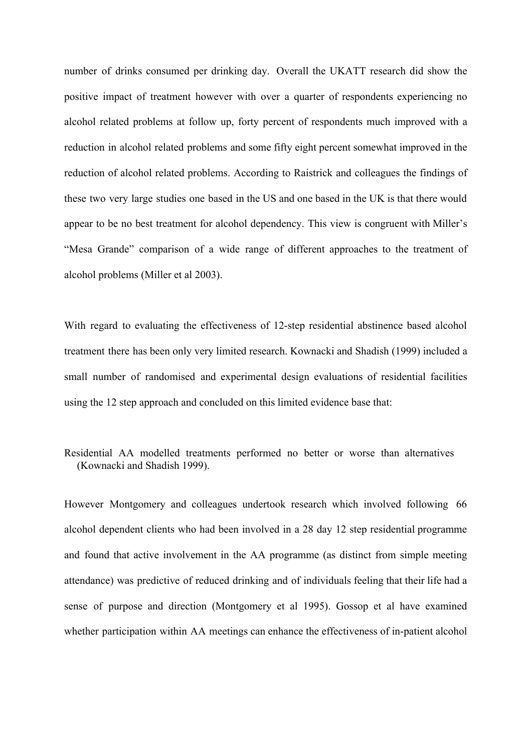number of drinks consumed per drinking day. Overall the UKATT research did show the positive impact of treatment however with over a quarter of respondents experiencing no alcohol related problems at follow up, forty percent of respondents much improved with a reduction in alcohol related problems and some fifty eight percent somewhat improved in the reduction of alcohol related problems. According to Raistrick and colleagues the findings of these two very large studies one based in the US and one based in the UK is that there would appear to be no best treatment for alcohol dependency. This view is congruent with Miller's "Mesa Grande" comparison of a wide range of different approaches to the treatment of alcohol problems (Miller et al 2003).

With regard to evaluating the effectiveness of 12-step residential abstinence based alcohol treatment there has been only very limited research. Kownacki and Shadish (1999) included a small number of randomised and experimental design evaluations of residential facilities using the 12 step approach and concluded on this limited evidence base that:

> Residential AA modelled treatments performed no better or worse than alternatives (Kownacki and Shadish 1999).

However Montgomery and colleagues undertook research which involved following 66 alcohol dependent clients who had been involved in a 28 day 12 step residential programme and found that active involvement in the AA programme (as distinct from simple meeting attendance) was predictive of reduced drinking and of individuals feeling that their life had a sense of purpose and direction (Montgomery et al 1995). Gossop et al have examined whether participation within AA meetings can enhance the effectiveness of in-patient alcohol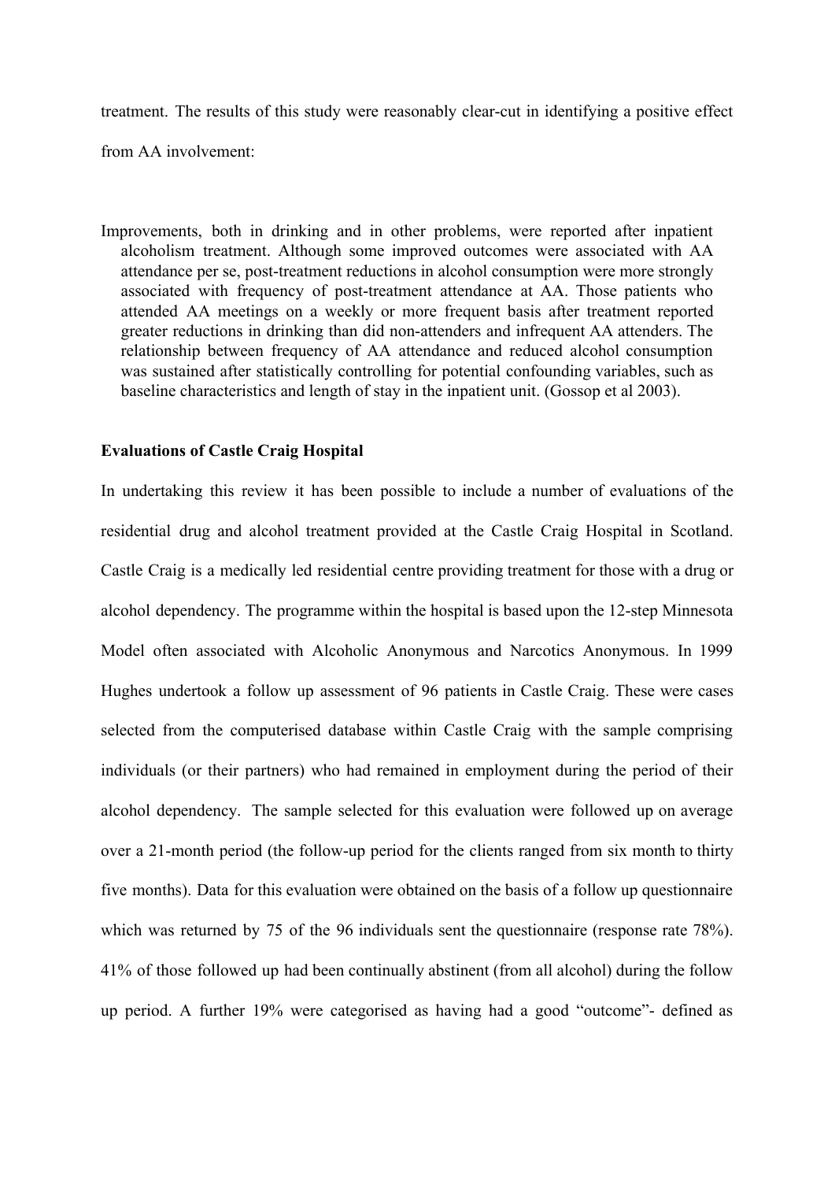treatment. The results of this study were reasonably clear-cut in identifying a positive effect from AA involvement:

> Improvements, both in drinking and in other problems, were reported after inpatient alcoholism treatment. Although some improved outcomes were associated with AA attendance per se, post-treatment reductions in alcohol consumption were more strongly associated with frequency of post-treatment attendance at AA. Those patients who attended AA meetings on a weekly or more frequent basis after treatment reported greater reductions in drinking than did non-attenders and infrequent AA attenders. The relationship between frequency of AA attendance and reduced alcohol consumption was sustained after statistically controlling for potential confounding variables, such as baseline characteristics and length of stay in the inpatient unit. (Gossop et al 2003).

**Evaluations of Castle Craig Hospital**

In undertaking this review it has been possible to include a number of evaluations of the residential drug and alcohol treatment provided at the Castle Craig Hospital in Scotland. Castle Craig is a medically led residential centre providing treatment for those with a drug or alcohol dependency. The programme within the hospital is based upon the 12-step Minnesota Model often associated with Alcoholic Anonymous and Narcotics Anonymous. In 1999 Hughes undertook a follow up assessment of 96 patients in Castle Craig. These were cases selected from the computerised database within Castle Craig with the sample comprising individuals (or their partners) who had remained in employment during the period of their alcohol dependency. The sample selected for this evaluation were followed up on average over a 21-month period (the follow-up period for the clients ranged from six month to thirty five months). Data for this evaluation were obtained on the basis of a follow up questionnaire which was returned by 75 of the 96 individuals sent the questionnaire (response rate 78%). 41% of those followed up had been continually abstinent (from all alcohol) during the follow up period. A further 19% were categorised as having had a good "outcome"- defined as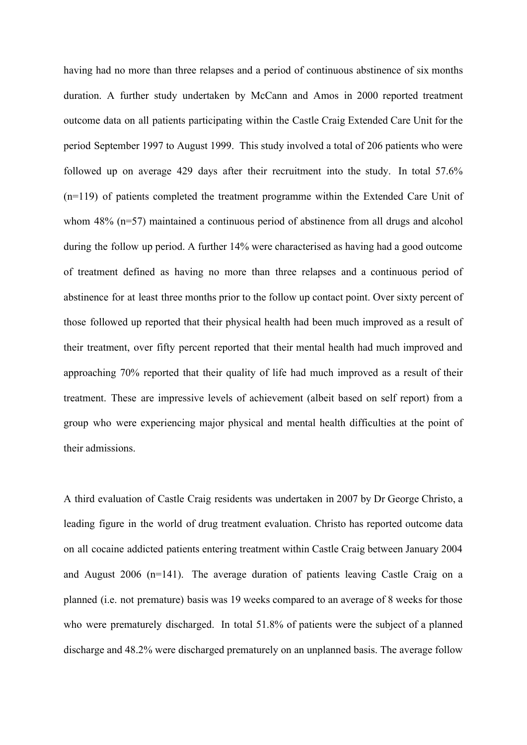having had no more than three relapses and a period of continuous abstinence of six months duration. A further study undertaken by McCann and Amos in 2000 reported treatment outcome data on all patients participating within the Castle Craig Extended Care Unit for the period September 1997 to August 1999. This study involved a total of 206 patients who were followed up on average 429 days after their recruitment into the study. In total 57.6% (n=119) of patients completed the treatment programme within the Extended Care Unit of whom 48% (n=57) maintained a continuous period of abstinence from all drugs and alcohol during the follow up period. A further 14% were characterised as having had a good outcome of treatment defined as having no more than three relapses and a continuous period of abstinence for at least three months prior to the follow up contact point. Over sixty percent of those followed up reported that their physical health had been much improved as a result of their treatment, over fifty percent reported that their mental health had much improved and approaching 70% reported that their quality of life had much improved as a result of their treatment. These are impressive levels of achievement (albeit based on self report) from a group who were experiencing major physical and mental health difficulties at the point of their admissions.

A third evaluation of Castle Craig residents was undertaken in 2007 by Dr George Christo, a leading figure in the world of drug treatment evaluation. Christo has reported outcome data on all cocaine addicted patients entering treatment within Castle Craig between January 2004 and August 2006 (n=141). The average duration of patients leaving Castle Craig on a planned (i.e. not premature) basis was 19 weeks compared to an average of 8 weeks for those who were prematurely discharged. In total 51.8% of patients were the subject of a planned discharge and 48.2% were discharged prematurely on an unplanned basis. The average follow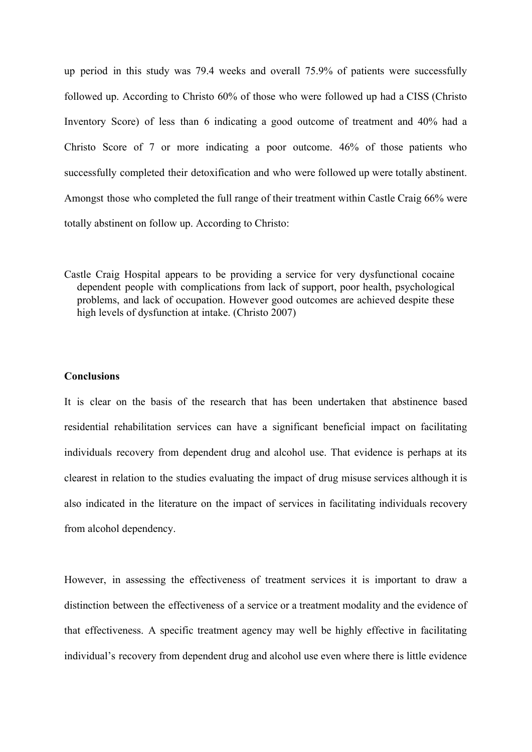up period in this study was 79.4 weeks and overall 75.9% of patients were successfully followed up. According to Christo 60% of those who were followed up had a CISS (Christo Inventory Score) of less than 6 indicating a good outcome of treatment and 40% had a Christo Score of 7 or more indicating a poor outcome. 46% of those patients who successfully completed their detoxification and who were followed up were totally abstinent. Amongst those who completed the full range of their treatment within Castle Craig 66% were totally abstinent on follow up. According to Christo:

> Castle Craig Hospital appears to be providing a service for very dysfunctional cocaine dependent people with complications from lack of support, poor health, psychological problems, and lack of occupation. However good outcomes are achieved despite these high levels of dysfunction at intake. (Christo 2007)

**Conclusions**

It is clear on the basis of the research that has been undertaken that abstinence based residential rehabilitation services can have a significant beneficial impact on facilitating individuals recovery from dependent drug and alcohol use. That evidence is perhaps at its clearest in relation to the studies evaluating the impact of drug misuse services although it is also indicated in the literature on the impact of services in facilitating individuals recovery from alcohol dependency.

However, in assessing the effectiveness of treatment services it is important to draw a distinction between the effectiveness of a service or a treatment modality and the evidence of that effectiveness. A specific treatment agency may well be highly effective in facilitating individual's recovery from dependent drug and alcohol use even where there is little evidence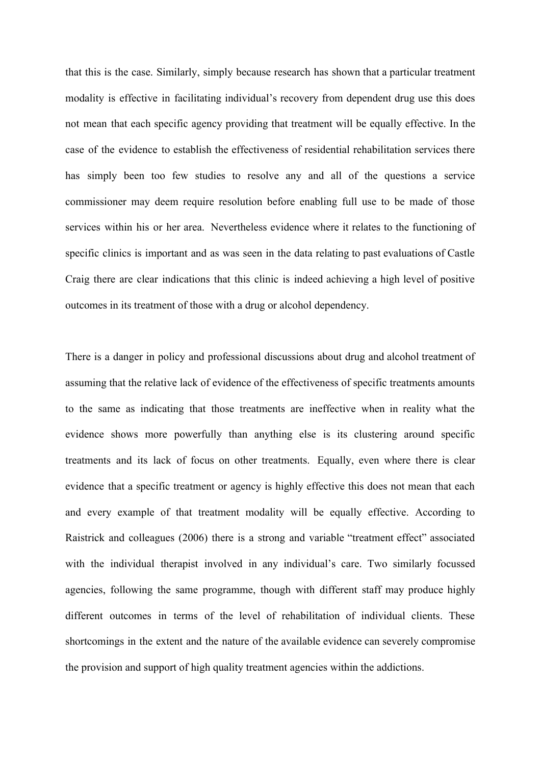that this is the case. Similarly, simply because research has shown that a particular treatment modality is effective in facilitating individual's recovery from dependent drug use this does not mean that each specific agency providing that treatment will be equally effective. In the case of the evidence to establish the effectiveness of residential rehabilitation services there has simply been too few studies to resolve any and all of the questions a service commissioner may deem require resolution before enabling full use to be made of those services within his or her area. Nevertheless evidence where it relates to the functioning of specific clinics is important and as was seen in the data relating to past evaluations of Castle Craig there are clear indications that this clinic is indeed achieving a high level of positive outcomes in its treatment of those with a drug or alcohol dependency.

There is a danger in policy and professional discussions about drug and alcohol treatment of assuming that the relative lack of evidence of the effectiveness of specific treatments amounts to the same as indicating that those treatments are ineffective when in reality what the evidence shows more powerfully than anything else is its clustering around specific treatments and its lack of focus on other treatments. Equally, even where there is clear evidence that a specific treatment or agency is highly effective this does not mean that each and every example of that treatment modality will be equally effective. According to Raistrick and colleagues (2006) there is a strong and variable "treatment effect" associated with the individual therapist involved in any individual's care. Two similarly focussed agencies, following the same programme, though with different staff may produce highly different outcomes in terms of the level of rehabilitation of individual clients. These shortcomings in the extent and the nature of the available evidence can severely compromise the provision and support of high quality treatment agencies within the addictions.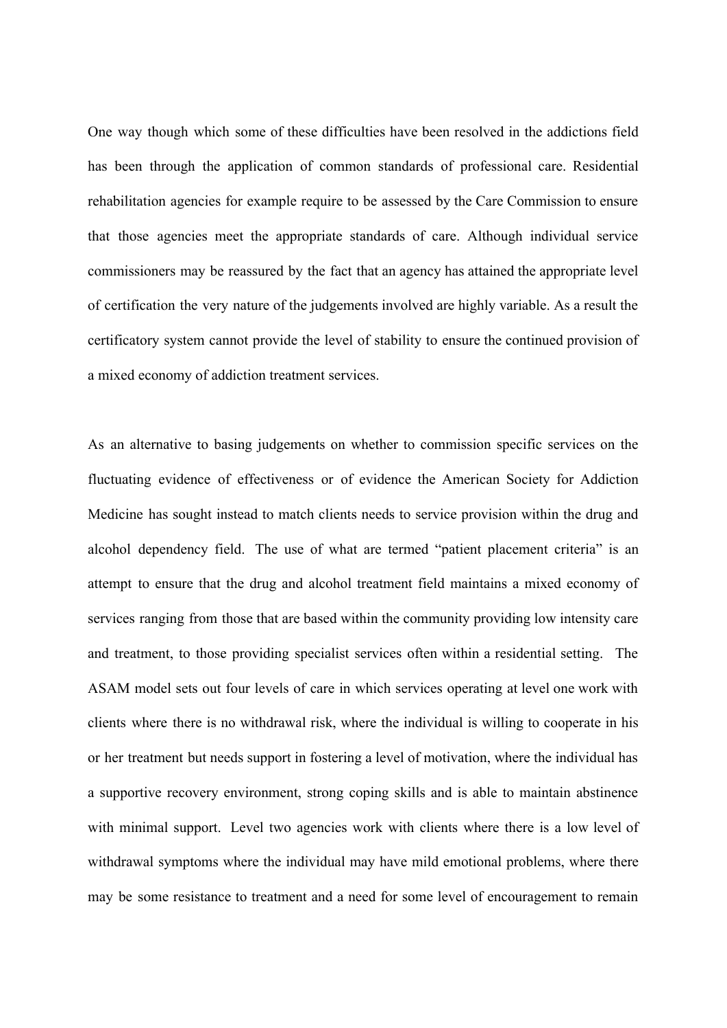One way though which some of these difficulties have been resolved in the addictions field has been through the application of common standards of professional care. Residential rehabilitation agencies for example require to be assessed by the Care Commission to ensure that those agencies meet the appropriate standards of care. Although individual service commissioners may be reassured by the fact that an agency has attained the appropriate level of certification the very nature of the judgements involved are highly variable. As a result the certificatory system cannot provide the level of stability to ensure the continued provision of a mixed economy of addiction treatment services.

As an alternative to basing judgements on whether to commission specific services on the fluctuating evidence of effectiveness or of evidence the American Society for Addiction Medicine has sought instead to match clients needs to service provision within the drug and alcohol dependency field. The use of what are termed "patient placement criteria" is an attempt to ensure that the drug and alcohol treatment field maintains a mixed economy of services ranging from those that are based within the community providing low intensity care and treatment, to those providing specialist services often within a residential setting. The ASAM model sets out four levels of care in which services operating at level one work with clients where there is no withdrawal risk, where the individual is willing to cooperate in his or her treatment but needs support in fostering a level of motivation, where the individual has a supportive recovery environment, strong coping skills and is able to maintain abstinence with minimal support. Level two agencies work with clients where there is a low level of withdrawal symptoms where the individual may have mild emotional problems, where there may be some resistance to treatment and a need for some level of encouragement to remain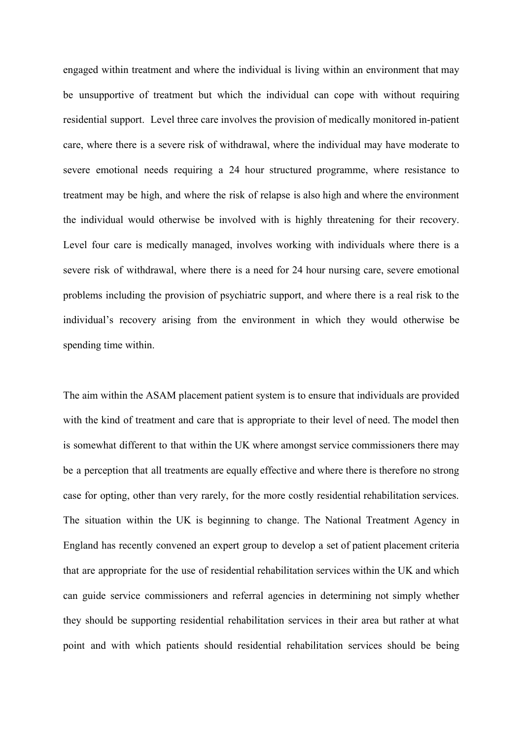engaged within treatment and where the individual is living within an environment that may be unsupportive of treatment but which the individual can cope with without requiring residential support. Level three care involves the provision of medically monitored in-patient care, where there is a severe risk of withdrawal, where the individual may have moderate to severe emotional needs requiring a 24 hour structured programme, where resistance to treatment may be high, and where the risk of relapse is also high and where the environment the individual would otherwise be involved with is highly threatening for their recovery. Level four care is medically managed, involves working with individuals where there is a severe risk of withdrawal, where there is a need for 24 hour nursing care, severe emotional problems including the provision of psychiatric support, and where there is a real risk to the individual's recovery arising from the environment in which they would otherwise be spending time within.

The aim within the ASAM placement patient system is to ensure that individuals are provided with the kind of treatment and care that is appropriate to their level of need. The model then is somewhat different to that within the UK where amongst service commissioners there may be a perception that all treatments are equally effective and where there is therefore no strong case for opting, other than very rarely, for the more costly residential rehabilitation services. The situation within the UK is beginning to change. The National Treatment Agency in England has recently convened an expert group to develop a set of patient placement criteria that are appropriate for the use of residential rehabilitation services within the UK and which can guide service commissioners and referral agencies in determining not simply whether they should be supporting residential rehabilitation services in their area but rather at what point and with which patients should residential rehabilitation services should be being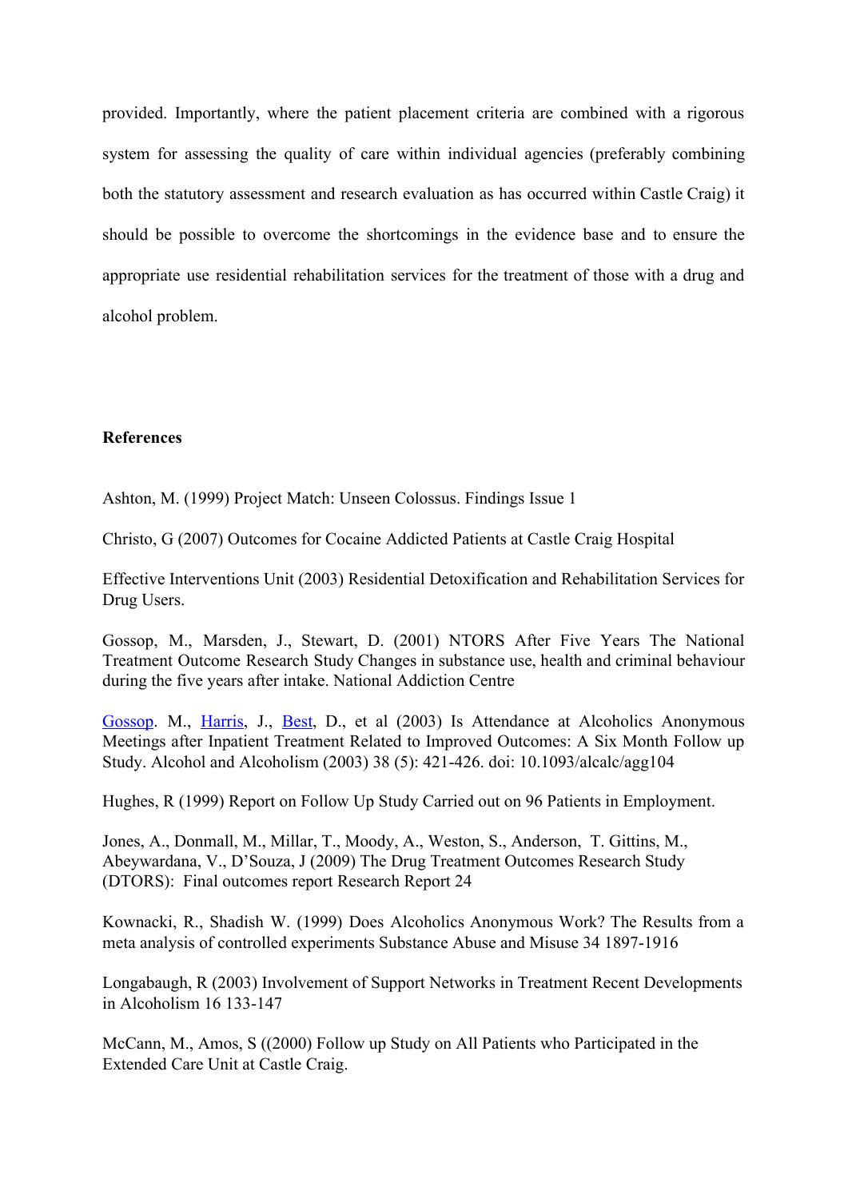provided. Importantly, where the patient placement criteria are combined with a rigorous system for assessing the quality of care within individual agencies (preferably combining both the statutory assessment and research evaluation as has occurred within Castle Craig) it should be possible to overcome the shortcomings in the evidence base and to ensure the appropriate use residential rehabilitation services for the treatment of those with a drug and alcohol problem.

**References**

Ashton, M. (1999) Project Match: Unseen Colossus. Findings Issue 1

Christo, G (2007) Outcomes for Cocaine Addicted Patients at Castle Craig Hospital

Effective Interventions Unit (2003) Residential Detoxification and Rehabilitation Services for Drug Users.

Gossop, M., Marsden, J., Stewart, D. (2001) NTORS After Five Years The National Treatment Outcome Research Study Changes in substance use, health and criminal behaviour during the five years after intake. National Addiction Centre

Gossop. M., Harris, J., Best, D., et al (2003) Is Attendance at Alcoholics Anonymous Meetings after Inpatient Treatment Related to Improved Outcomes: A Six Month Follow up Study. Alcohol and Alcoholism (2003) 38 (5): 421-426. doi: 10.1093/alcalc/agg104

Hughes, R (1999) Report on Follow Up Study Carried out on 96 Patients in Employment.

Jones, A., Donmall, M., Millar, T., Moody, A., Weston, S., Anderson, T. Gittins, M., Abeywardana, V., D'Souza, J (2009) The Drug Treatment Outcomes Research Study (DTORS): Final outcomes report Research Report 24

Kownacki, R., Shadish W. (1999) Does Alcoholics Anonymous Work? The Results from a meta analysis of controlled experiments Substance Abuse and Misuse 34 1897-1916

Longabaugh, R (2003) Involvement of Support Networks in Treatment Recent Developments in Alcoholism 16 133-147

McCann, M., Amos, S ((2000) Follow up Study on All Patients who Participated in the Extended Care Unit at Castle Craig.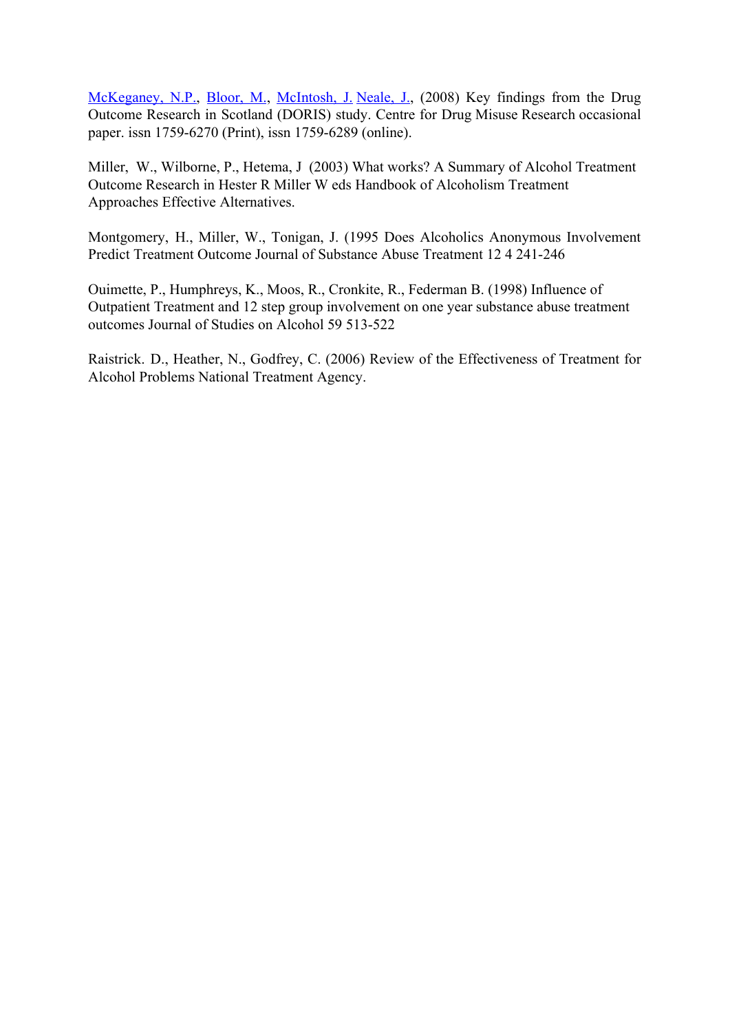McKeganey, N.P., Bloor, M., McIntosh, J. Neale, J., (2008) Key findings from the Drug Outcome Research in Scotland (DORIS) study. Centre for Drug Misuse Research occasional paper. issn 1759-6270 (Print), issn 1759-6289 (online).

Miller, W., Wilborne, P., Hetema, J (2003) What works? A Summary of Alcohol Treatment Outcome Research in Hester R Miller W eds Handbook of Alcoholism Treatment Approaches Effective Alternatives.

Montgomery, H., Miller, W., Tonigan, J. (1995 Does Alcoholics Anonymous Involvement Predict Treatment Outcome Journal of Substance Abuse Treatment 12 4 241-246

Ouimette, P., Humphreys, K., Moos, R., Cronkite, R., Federman B. (1998) Influence of Outpatient Treatment and 12 step group involvement on one year substance abuse treatment outcomes Journal of Studies on Alcohol 59 513-522

Raistrick. D., Heather, N., Godfrey, C. (2006) Review of the Effectiveness of Treatment for Alcohol Problems National Treatment Agency.